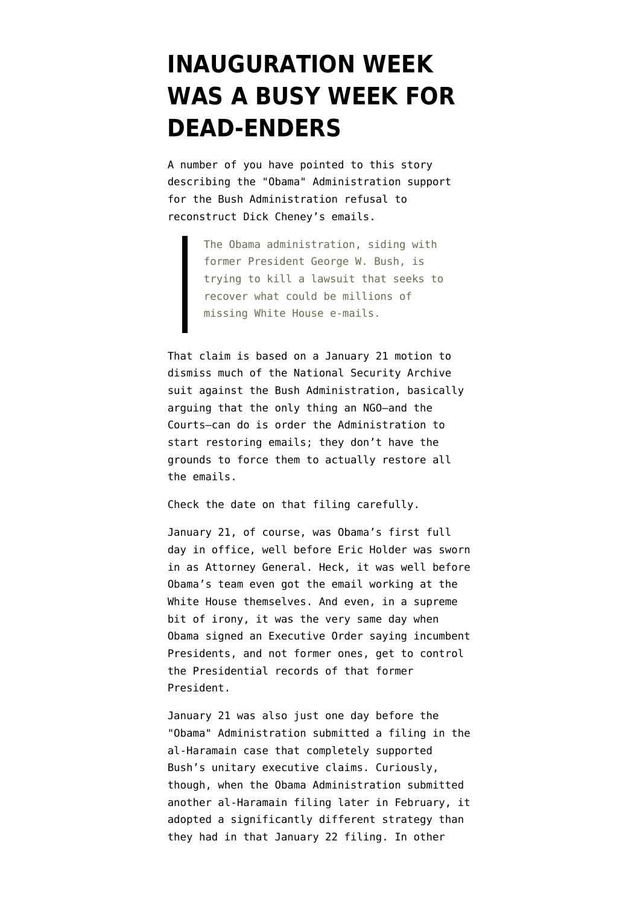# INAUGURATION WEEK WAS A BUSY WEEK FOR DEAD-ENDERS

A number of you have pointed to this story describing the "Obama" Administration support for the Bush Administration refusal to reconstruct Dick Cheney's emails.

> The Obama administration, siding with former President George W. Bush, is trying to kill a lawsuit that seeks to recover what could be millions of missing White House e-mails.

That claim is based on a January 21 motion to dismiss much of the National Security Archive suit against the Bush Administration, basically arguing that the only thing an NGO—and the Courts—can do is order the Administration to start restoring emails; they don't have the grounds to force them to actually restore all the emails.

Check the date on that filing carefully.

January 21, of course, was Obama's first full day in office, well before Eric Holder was sworn in as Attorney General. Heck, it was well before Obama's team even got the email working at the White House themselves. And even, in a supreme bit of irony, it was the very same day when Obama signed an Executive Order saying incumbent Presidents, and not former ones, get to control the Presidential records of that former President.

January 21 was also just one day before the "Obama" Administration submitted a filing in the al-Haramain case that completely supported Bush's unitary executive claims. Curiously, though, when the Obama Administration submitted another al-Haramain filing later in February, it adopted a significantly different strategy than they had in that January 22 filing. In other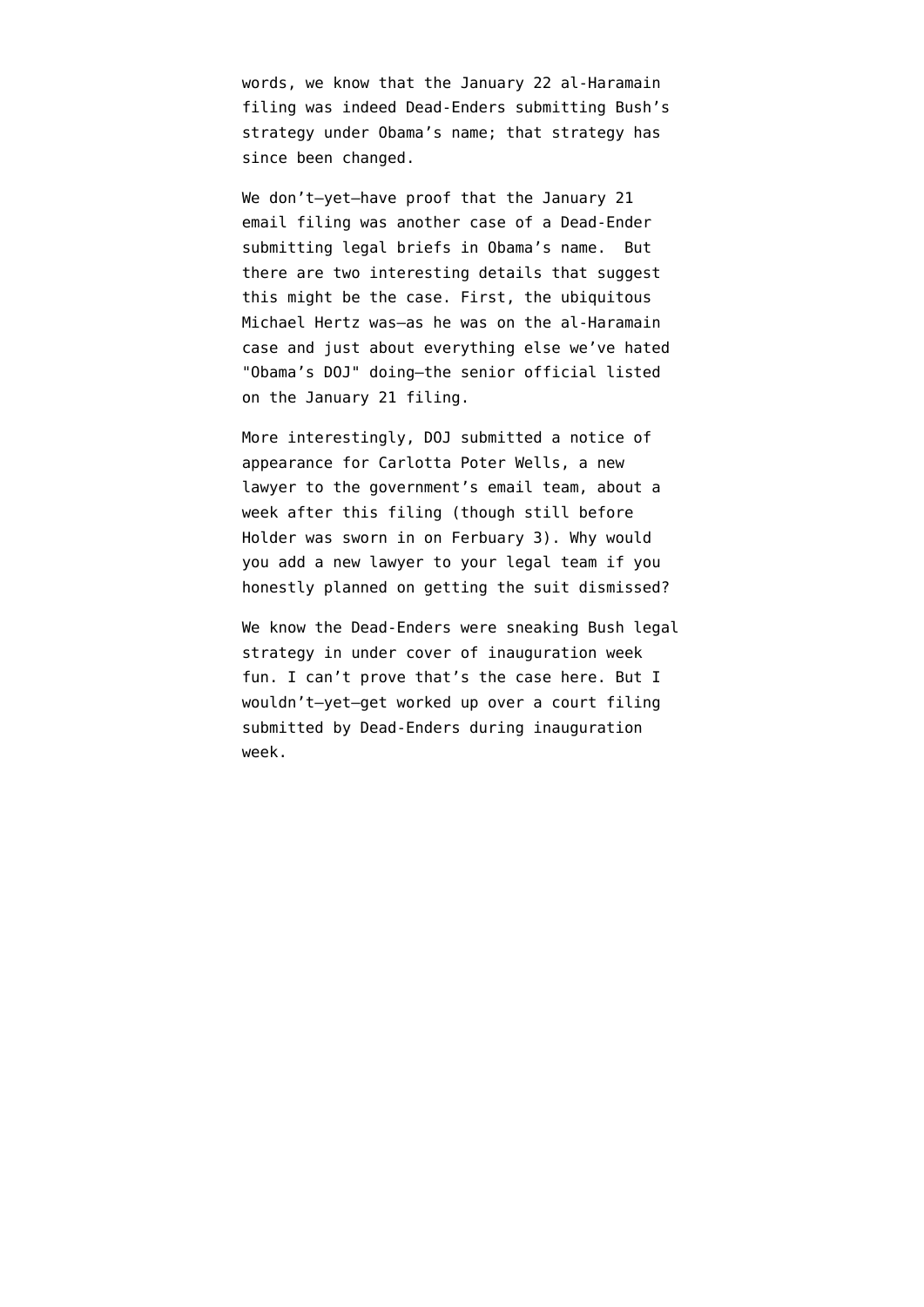words, we know that the January 22 al-Haramain filing was indeed Dead-Enders submitting Bush's strategy under Obama's name; that strategy has since been changed.

We don't—yet—have proof that the January 21 email filing was another case of a Dead-Ender submitting legal briefs in Obama's name. But there are two interesting details that suggest this might be the case. First, the ubiquitous Michael Hertz was—as he was on the al-Haramain case and just about everything else we've hated "Obama's DOJ" doing—the senior official listed on the January 21 filing.

More interestingly, DOJ submitted a notice of appearance for Carlotta Poter Wells, a new lawyer to the government's email team, about a week after this filing (though still before Holder was sworn in on Ferbuary 3). Why would you add a new lawyer to your legal team if you honestly planned on getting the suit dismissed?

We know the Dead-Enders were sneaking Bush legal strategy in under cover of inauguration week fun. I can't prove that's the case here. But I wouldn't—yet—get worked up over a court filing submitted by Dead-Enders during inauguration week.